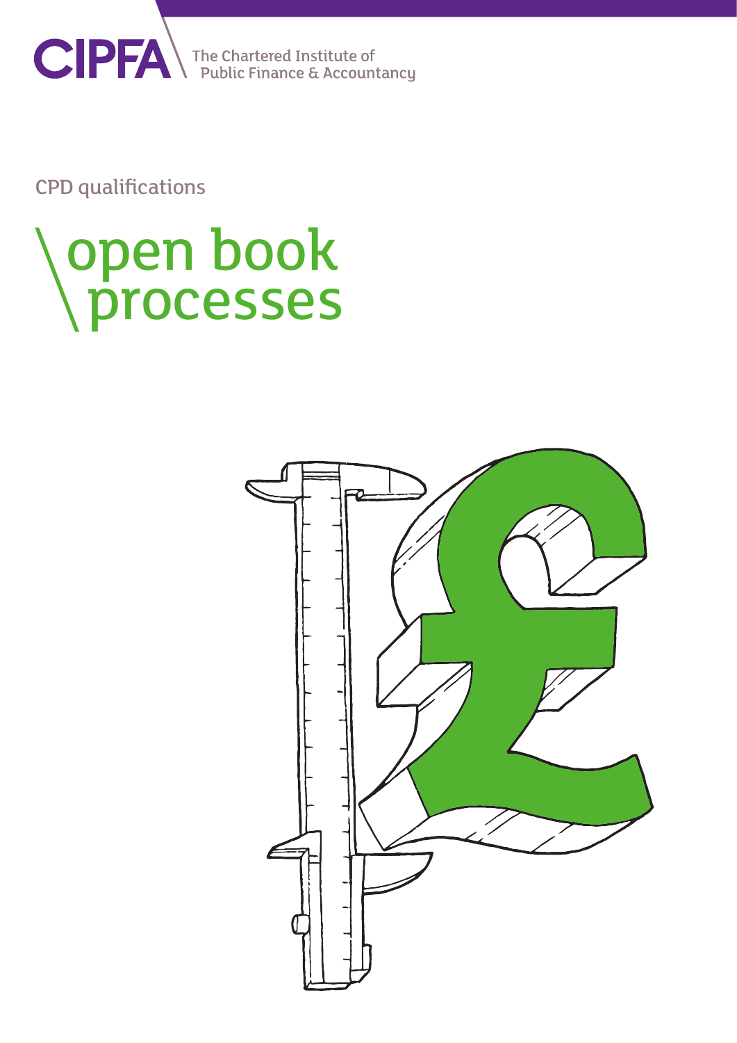CIPFA The Chartered Institute of Public Finance & Accountancy

CPD qualifications

# open book processes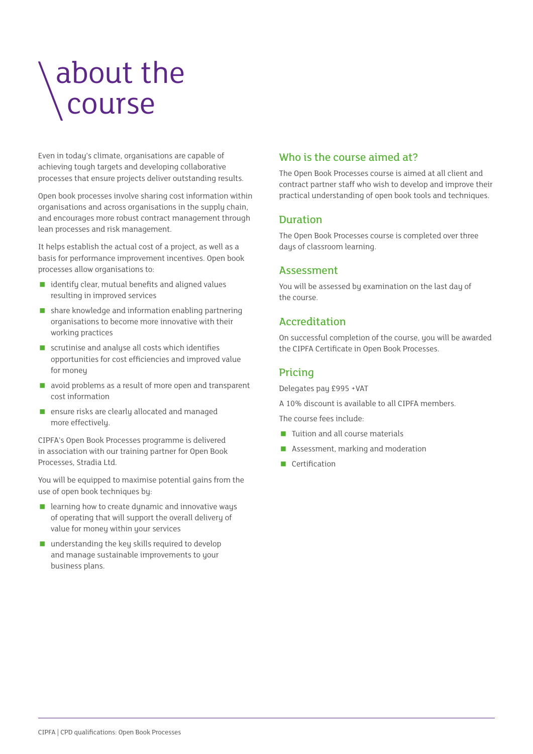# about the course

Even in today's climate, organisations are capable of achieving tough targets and developing collaborative processes that ensure projects deliver outstanding results.

Open book processes involve sharing cost information within organisations and across organisations in the supply chain, and encourages more robust contract management through lean processes and risk management.

It helps establish the actual cost of a project, as well as a basis for performance improvement incentives. Open book processes allow organisations to:

- identify clear, mutual benefits and aligned values resulting in improved services
- share knowledge and information enabling partnering organisations to become more innovative with their working practices
- scrutinise and analyse all costs which identifies opportunities for cost efficiencies and improved value for money
- avoid problems as a result of more open and transparent cost information
- ensure risks are clearly allocated and managed more effectively.

CIPFA's Open Book Processes programme is delivered in association with our training partner for Open Book Processes, Stradia Ltd.

You will be equipped to maximise potential gains from the use of open book techniques by:

- learning how to create dynamic and innovative ways of operating that will support the overall delivery of value for money within your services
- understanding the key skills required to develop and manage sustainable improvements to your business plans.

## Who is the course aimed at?

The Open Book Processes course is aimed at all client and contract partner staff who wish to develop and improve their practical understanding of open book tools and techniques.

## Duration

The Open Book Processes course is completed over three days of classroom learning.

## Assessment

You will be assessed by examination on the last day of the course.

## Accreditation

On successful completion of the course, you will be awarded the CIPFA Certificate in Open Book Processes.

## Pricing

Delegates pay £995 +VAT

A 10% discount is available to all CIPFA members.

The course fees include:

- Tuition and all course materials
- Assessment, marking and moderation
- Certification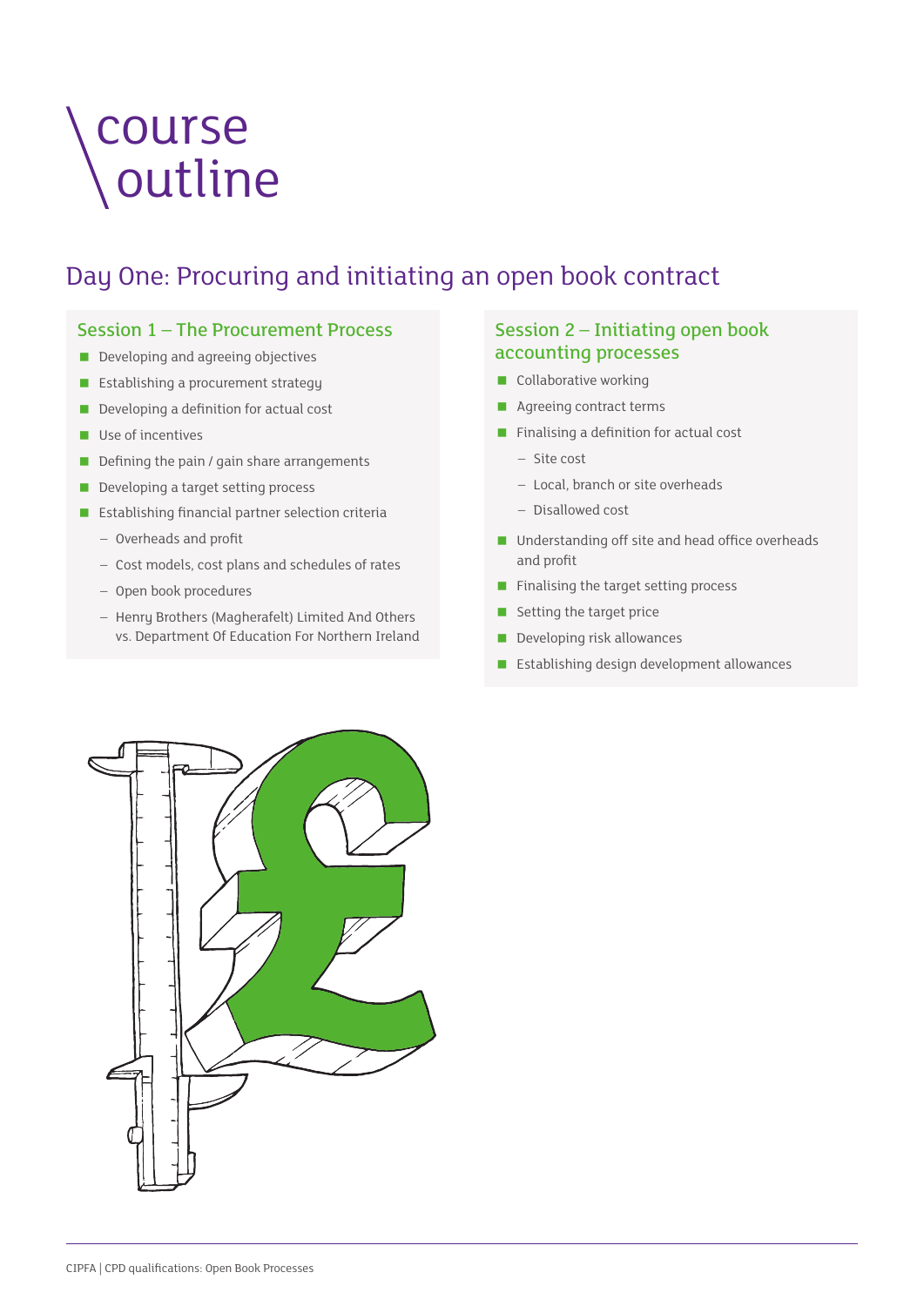# course outline

## Day One: Procuring and initiating an open book contract

### Session 1 – The Procurement Process

- Developing and agreeing objectives
- Establishing a procurement strategy
- Developing a definition for actual cost
- Use of incentives
- Defining the pain / gain share arrangements
- Developing a target setting process
- Establishing financial partner selection criteria
  - Overheads and profit
  - Cost models, cost plans and schedules of rates
  - Open book procedures
  - Henry Brothers (Magherafelt) Limited And Others vs. Department Of Education For Northern Ireland

### Session 2 – Initiating open book accounting processes

- Collaborative working
- Agreeing contract terms
- Finalising a definition for actual cost
  - Site cost
  - Local, branch or site overheads
  - Disallowed cost
- Understanding off site and head office overheads and profit
- Finalising the target setting process
- Setting the target price
- Developing risk allowances
- Establishing design development allowances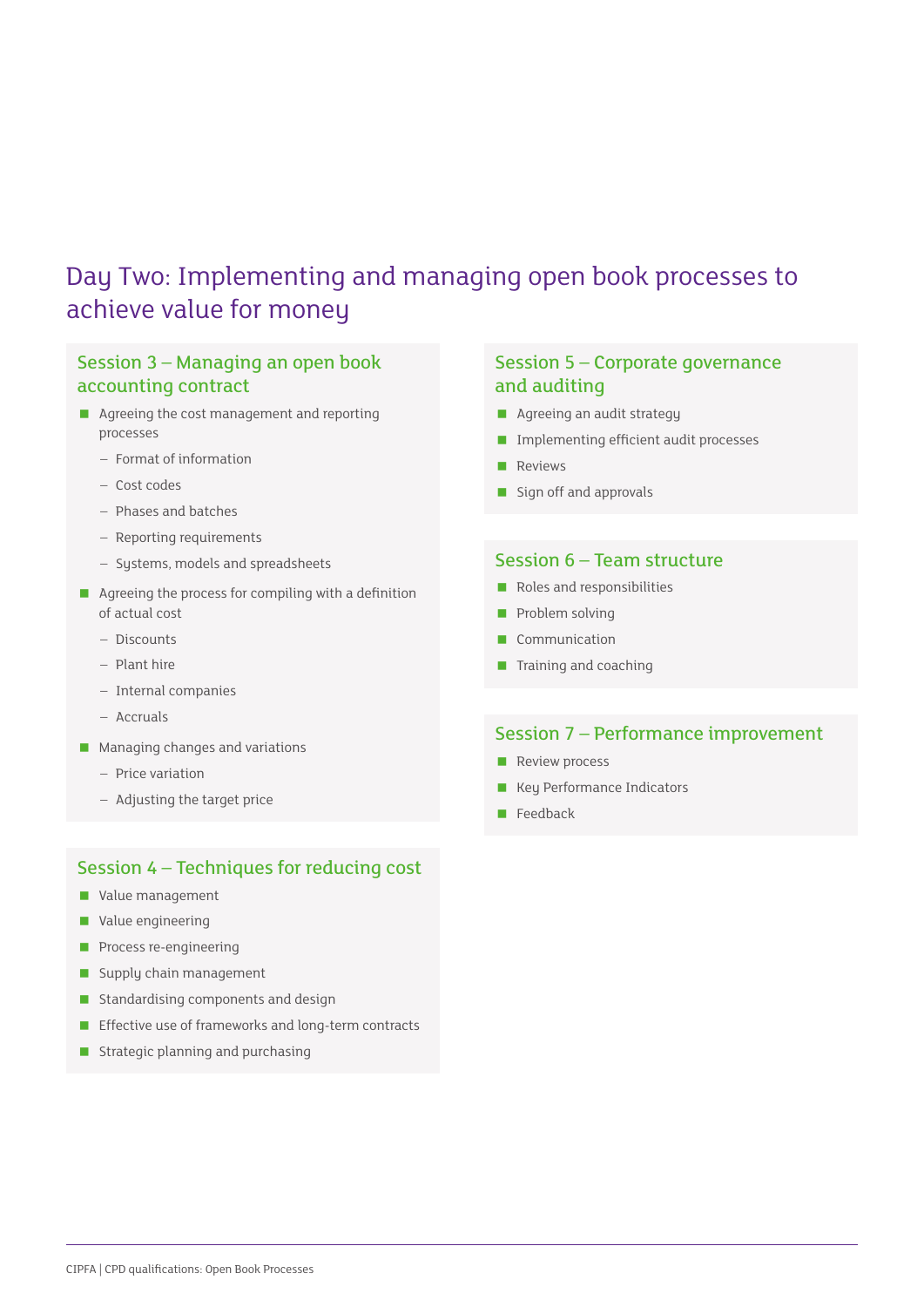# Day Two: Implementing and managing open book processes to achieve value for money

## Session 3 – Managing an open book accounting contract

- Agreeing the cost management and reporting processes
  - Format of information
  - Cost codes
  - Phases and batches
  - Reporting requirements
  - Systems, models and spreadsheets
- Agreeing the process for compiling with a definition of actual cost
  - Discounts
  - Plant hire
  - Internal companies
  - Accruals
- Managing changes and variations
  - Price variation
  - Adjusting the target price

## Session 4 – Techniques for reducing cost

- Value management
- Value engineering
- Process re-engineering
- Supply chain management
- Standardising components and design
- Effective use of frameworks and long-term contracts
- Strategic planning and purchasing

## Session 5 – Corporate governance and auditing

- Agreeing an audit strategy
- Implementing efficient audit processes
- Reviews
- Sign off and approvals

## Session 6 – Team structure

- Roles and responsibilities
- Problem solving
- Communication
- Training and coaching

## Session 7 – Performance improvement

- Review process
- Key Performance Indicators
- Feedback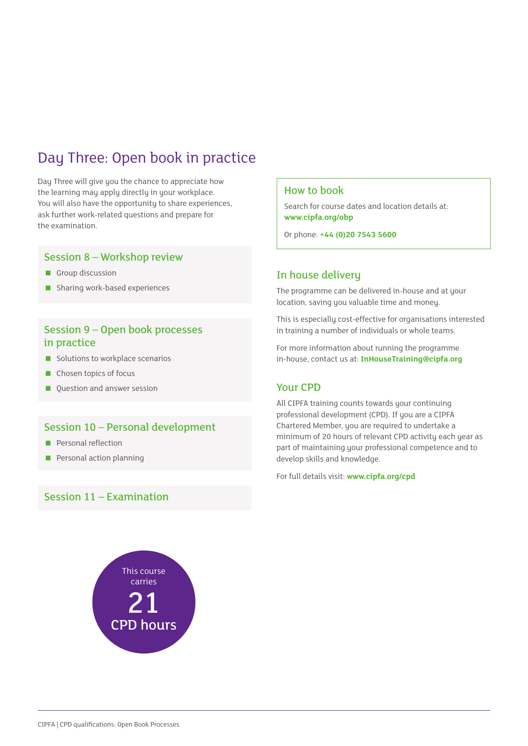# Day Three: Open book in practice

Day Three will give you the chance to appreciate how the learning may apply directly in your workplace. You will also have the opportunity to share experiences, ask further work-related questions and prepare for the examination.

### Session 8 – Workshop review

- Group discussion
- Sharing work-based experiences

### Session 9 – Open book processes in practice

- Solutions to workplace scenarios
- Chosen topics of focus
- Question and answer session

### Session 10 – Personal development

- Personal reflection
- Personal action planning

### Session 11 – Examination

This course carries **21 CPD hours**

## How to book

Search for course dates and location details at: **www.cipfa.org/obp**

Or phone: **+44 (0)20 7543 5600**

## In house delivery

The programme can be delivered in-house and at your location, saving you valuable time and money.

This is especially cost-effective for organisations interested in training a number of individuals or whole teams.

For more information about running the programme in-house, contact us at: **InHouseTraining@cipfa.org**

## Your CPD

All CIPFA training counts towards your continuing professional development (CPD). If you are a CIPFA Chartered Member, you are required to undertake a minimum of 20 hours of relevant CPD activity each year as part of maintaining your professional competence and to develop skills and knowledge.

For full details visit: **www.cipfa.org/cpd**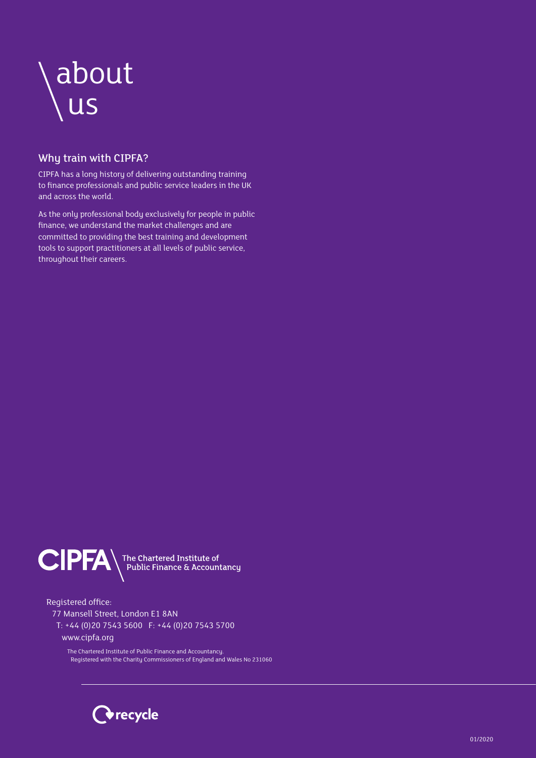# about us

## Why train with CIPFA?

CIPFA has a long history of delivering outstanding training to finance professionals and public service leaders in the UK and across the world.

As the only professional body exclusively for people in public finance, we understand the market challenges and are committed to providing the best training and development tools to support practitioners at all levels of public service, throughout their careers.

CIPFA The Chartered Institute of Public Finance & Accountancy

Registered office:
77 Mansell Street, London E1 8AN
T: +44 (0)20 7543 5600 F: +44 (0)20 7543 5700
www.cipfa.org

The Chartered Institute of Public Finance and Accountancy.
Registered with the Charity Commissioners of England and Wales No 231060

recycle

01/2020